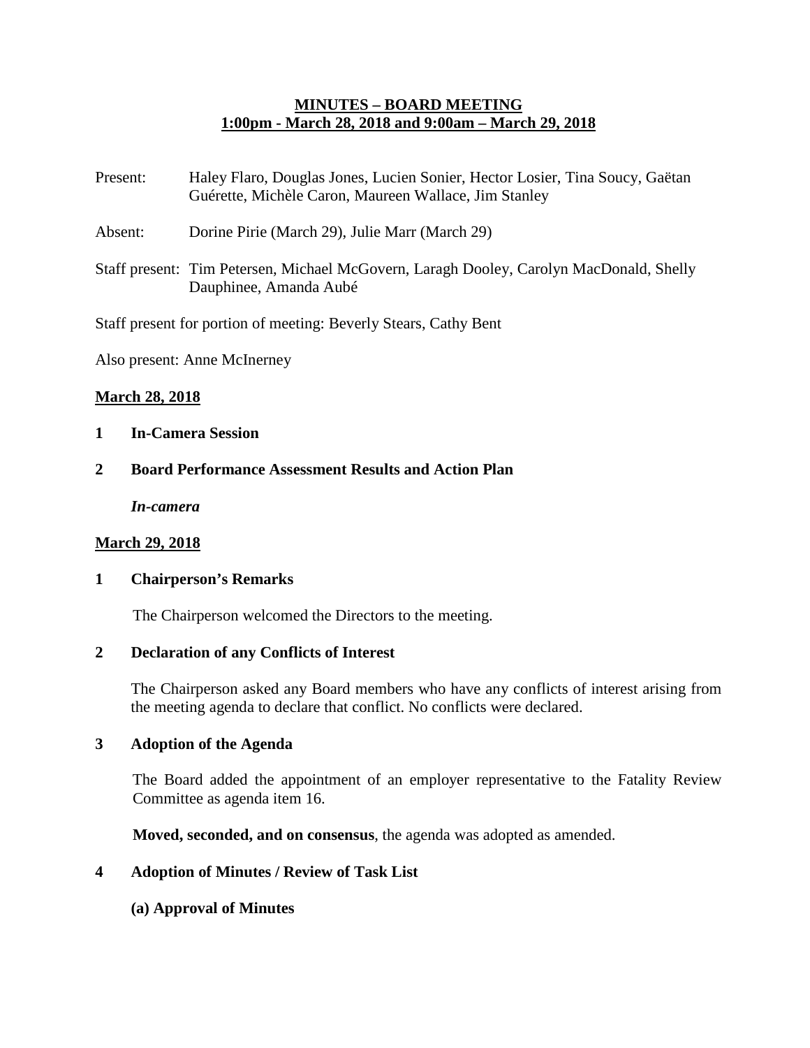# MINUTES – BOARD MEETING
## 1:00pm - March 28, 2018 and 9:00am – March 29, 2018

Present: Haley Flaro, Douglas Jones, Lucien Sonier, Hector Losier, Tina Soucy, Gaëtan Guérette, Michèle Caron, Maureen Wallace, Jim Stanley

Absent: Dorine Pirie (March 29), Julie Marr (March 29)

Staff present: Tim Petersen, Michael McGovern, Laragh Dooley, Carolyn MacDonald, Shelly Dauphinee, Amanda Aubé

Staff present for portion of meeting: Beverly Stears, Cathy Bent

Also present: Anne McInerney

**March 28, 2018**

**1 In-Camera Session**

**2 Board Performance Assessment Results and Action Plan**

***In-camera***

**March 29, 2018**

**1 Chairperson's Remarks**

The Chairperson welcomed the Directors to the meeting.

**2 Declaration of any Conflicts of Interest**

The Chairperson asked any Board members who have any conflicts of interest arising from the meeting agenda to declare that conflict. No conflicts were declared.

**3 Adoption of the Agenda**

The Board added the appointment of an employer representative to the Fatality Review Committee as agenda item 16.

**Moved, seconded, and on consensus**, the agenda was adopted as amended.

**4 Adoption of Minutes / Review of Task List**

**(a) Approval of Minutes**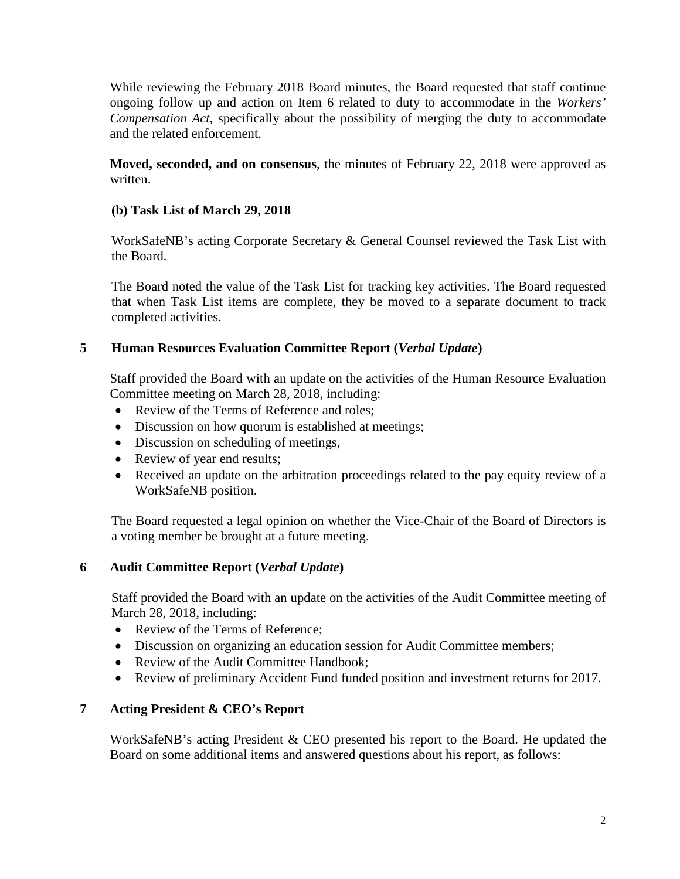While reviewing the February 2018 Board minutes, the Board requested that staff continue ongoing follow up and action on Item 6 related to duty to accommodate in the *Workers' Compensation Act*, specifically about the possibility of merging the duty to accommodate and the related enforcement.

**Moved, seconded, and on consensus**, the minutes of February 22, 2018 were approved as written.

**(b) Task List of March 29, 2018**

WorkSafeNB's acting Corporate Secretary & General Counsel reviewed the Task List with the Board.

The Board noted the value of the Task List for tracking key activities. The Board requested that when Task List items are complete, they be moved to a separate document to track completed activities.

## 5 Human Resources Evaluation Committee Report (*Verbal Update*)

Staff provided the Board with an update on the activities of the Human Resource Evaluation Committee meeting on March 28, 2018, including:

- Review of the Terms of Reference and roles;
- Discussion on how quorum is established at meetings;
- Discussion on scheduling of meetings,
- Review of year end results;
- Received an update on the arbitration proceedings related to the pay equity review of a WorkSafeNB position.

The Board requested a legal opinion on whether the Vice-Chair of the Board of Directors is a voting member be brought at a future meeting.

## 6 Audit Committee Report (*Verbal Update*)

Staff provided the Board with an update on the activities of the Audit Committee meeting of March 28, 2018, including:

- Review of the Terms of Reference;
- Discussion on organizing an education session for Audit Committee members;
- Review of the Audit Committee Handbook;
- Review of preliminary Accident Fund funded position and investment returns for 2017.

## 7 Acting President & CEO's Report

WorkSafeNB's acting President & CEO presented his report to the Board. He updated the Board on some additional items and answered questions about his report, as follows: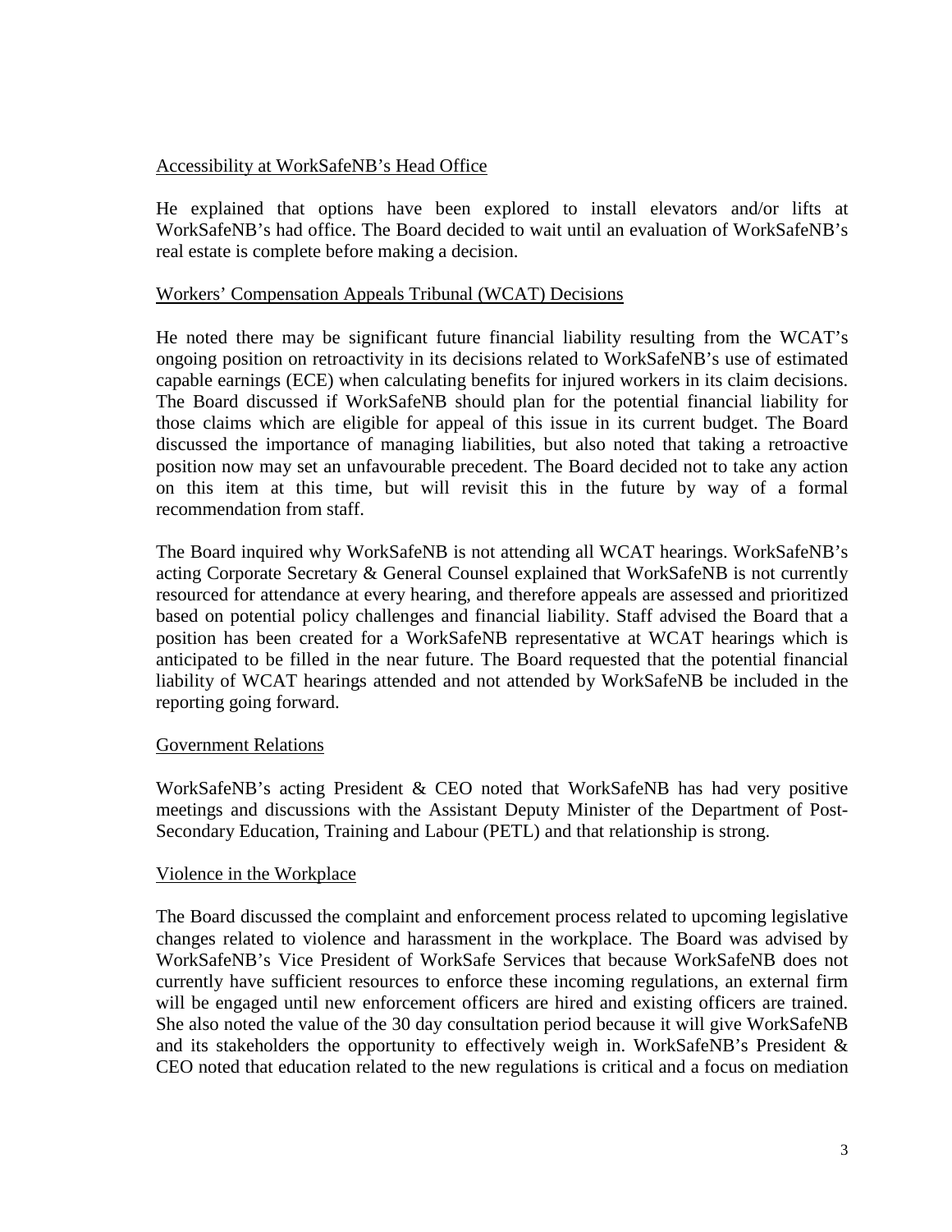Accessibility at WorkSafeNB's Head Office

He explained that options have been explored to install elevators and/or lifts at WorkSafeNB's had office. The Board decided to wait until an evaluation of WorkSafeNB's real estate is complete before making a decision.

Workers' Compensation Appeals Tribunal (WCAT) Decisions

He noted there may be significant future financial liability resulting from the WCAT's ongoing position on retroactivity in its decisions related to WorkSafeNB's use of estimated capable earnings (ECE) when calculating benefits for injured workers in its claim decisions. The Board discussed if WorkSafeNB should plan for the potential financial liability for those claims which are eligible for appeal of this issue in its current budget. The Board discussed the importance of managing liabilities, but also noted that taking a retroactive position now may set an unfavourable precedent. The Board decided not to take any action on this item at this time, but will revisit this in the future by way of a formal recommendation from staff.

The Board inquired why WorkSafeNB is not attending all WCAT hearings. WorkSafeNB's acting Corporate Secretary & General Counsel explained that WorkSafeNB is not currently resourced for attendance at every hearing, and therefore appeals are assessed and prioritized based on potential policy challenges and financial liability. Staff advised the Board that a position has been created for a WorkSafeNB representative at WCAT hearings which is anticipated to be filled in the near future. The Board requested that the potential financial liability of WCAT hearings attended and not attended by WorkSafeNB be included in the reporting going forward.

Government Relations

WorkSafeNB's acting President & CEO noted that WorkSafeNB has had very positive meetings and discussions with the Assistant Deputy Minister of the Department of Post-Secondary Education, Training and Labour (PETL) and that relationship is strong.

Violence in the Workplace

The Board discussed the complaint and enforcement process related to upcoming legislative changes related to violence and harassment in the workplace. The Board was advised by WorkSafeNB's Vice President of WorkSafe Services that because WorkSafeNB does not currently have sufficient resources to enforce these incoming regulations, an external firm will be engaged until new enforcement officers are hired and existing officers are trained. She also noted the value of the 30 day consultation period because it will give WorkSafeNB and its stakeholders the opportunity to effectively weigh in. WorkSafeNB's President & CEO noted that education related to the new regulations is critical and a focus on mediation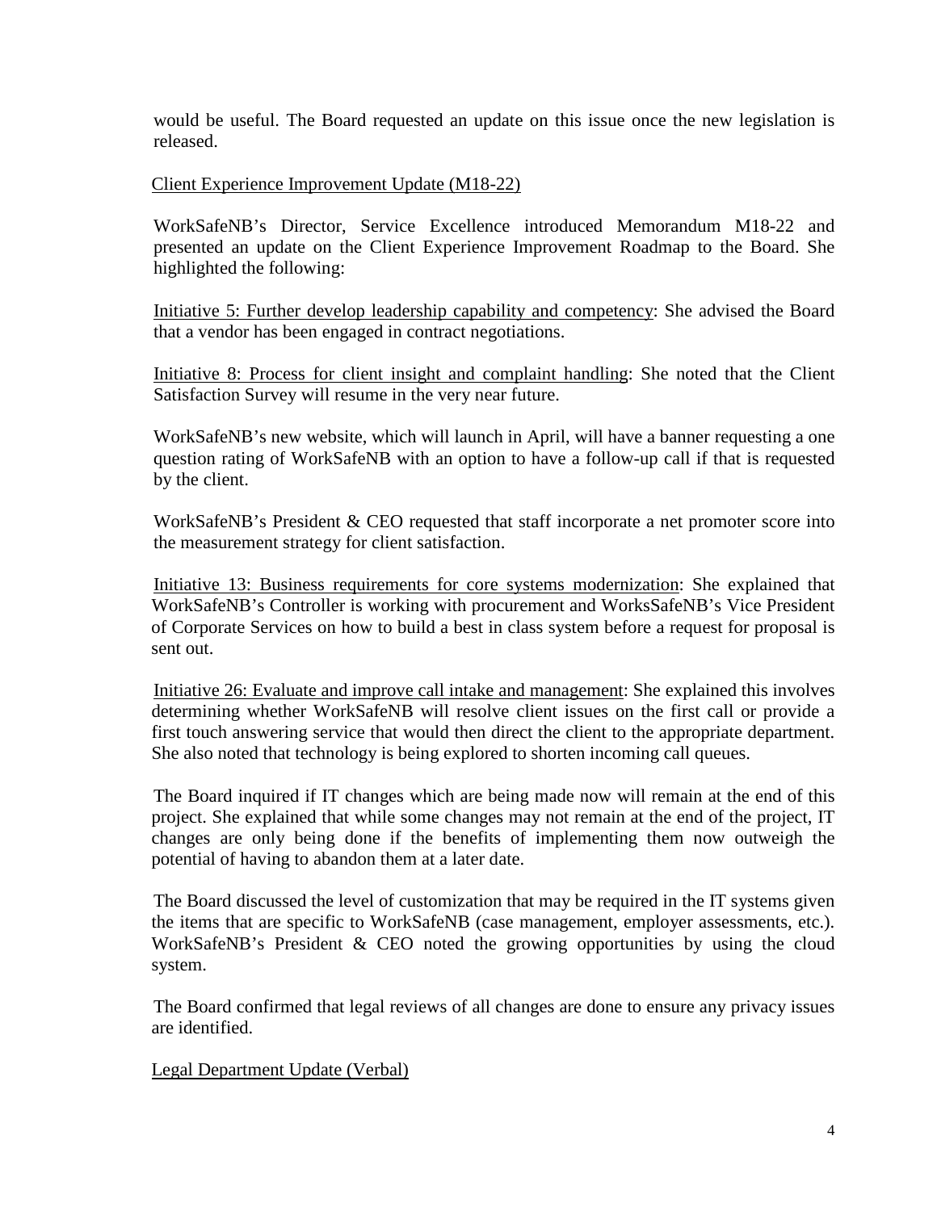would be useful. The Board requested an update on this issue once the new legislation is released.

Client Experience Improvement Update (M18-22)

WorkSafeNB's Director, Service Excellence introduced Memorandum M18-22 and presented an update on the Client Experience Improvement Roadmap to the Board. She highlighted the following:

Initiative 5: Further develop leadership capability and competency: She advised the Board that a vendor has been engaged in contract negotiations.

Initiative 8: Process for client insight and complaint handling: She noted that the Client Satisfaction Survey will resume in the very near future.

WorkSafeNB's new website, which will launch in April, will have a banner requesting a one question rating of WorkSafeNB with an option to have a follow-up call if that is requested by the client.

WorkSafeNB's President & CEO requested that staff incorporate a net promoter score into the measurement strategy for client satisfaction.

Initiative 13: Business requirements for core systems modernization: She explained that WorkSafeNB's Controller is working with procurement and WorksSafeNB's Vice President of Corporate Services on how to build a best in class system before a request for proposal is sent out.

Initiative 26: Evaluate and improve call intake and management: She explained this involves determining whether WorkSafeNB will resolve client issues on the first call or provide a first touch answering service that would then direct the client to the appropriate department. She also noted that technology is being explored to shorten incoming call queues.

The Board inquired if IT changes which are being made now will remain at the end of this project. She explained that while some changes may not remain at the end of the project, IT changes are only being done if the benefits of implementing them now outweigh the potential of having to abandon them at a later date.

The Board discussed the level of customization that may be required in the IT systems given the items that are specific to WorkSafeNB (case management, employer assessments, etc.). WorkSafeNB's President & CEO noted the growing opportunities by using the cloud system.

The Board confirmed that legal reviews of all changes are done to ensure any privacy issues are identified.

Legal Department Update (Verbal)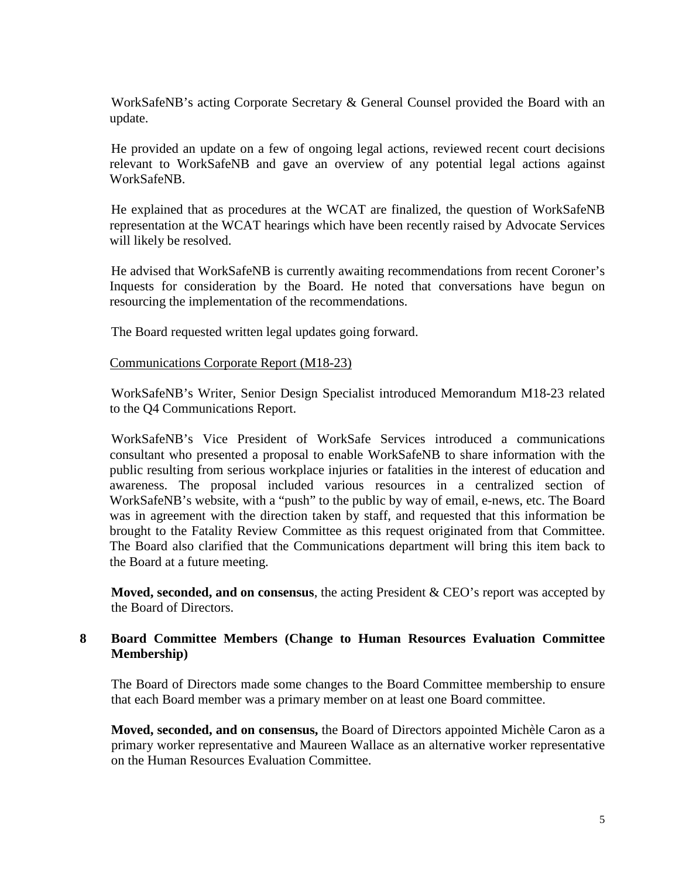WorkSafeNB's acting Corporate Secretary & General Counsel provided the Board with an update.

He provided an update on a few of ongoing legal actions, reviewed recent court decisions relevant to WorkSafeNB and gave an overview of any potential legal actions against WorkSafeNB.

He explained that as procedures at the WCAT are finalized, the question of WorkSafeNB representation at the WCAT hearings which have been recently raised by Advocate Services will likely be resolved.

He advised that WorkSafeNB is currently awaiting recommendations from recent Coroner's Inquests for consideration by the Board. He noted that conversations have begun on resourcing the implementation of the recommendations.

The Board requested written legal updates going forward.

Communications Corporate Report (M18-23)

WorkSafeNB's Writer, Senior Design Specialist introduced Memorandum M18-23 related to the Q4 Communications Report.

WorkSafeNB's Vice President of WorkSafe Services introduced a communications consultant who presented a proposal to enable WorkSafeNB to share information with the public resulting from serious workplace injuries or fatalities in the interest of education and awareness. The proposal included various resources in a centralized section of WorkSafeNB's website, with a "push" to the public by way of email, e-news, etc. The Board was in agreement with the direction taken by staff, and requested that this information be brought to the Fatality Review Committee as this request originated from that Committee. The Board also clarified that the Communications department will bring this item back to the Board at a future meeting.

**Moved, seconded, and on consensus**, the acting President & CEO's report was accepted by the Board of Directors.

## 8 Board Committee Members (Change to Human Resources Evaluation Committee Membership)

The Board of Directors made some changes to the Board Committee membership to ensure that each Board member was a primary member on at least one Board committee.

**Moved, seconded, and on consensus,** the Board of Directors appointed Michèle Caron as a primary worker representative and Maureen Wallace as an alternative worker representative on the Human Resources Evaluation Committee.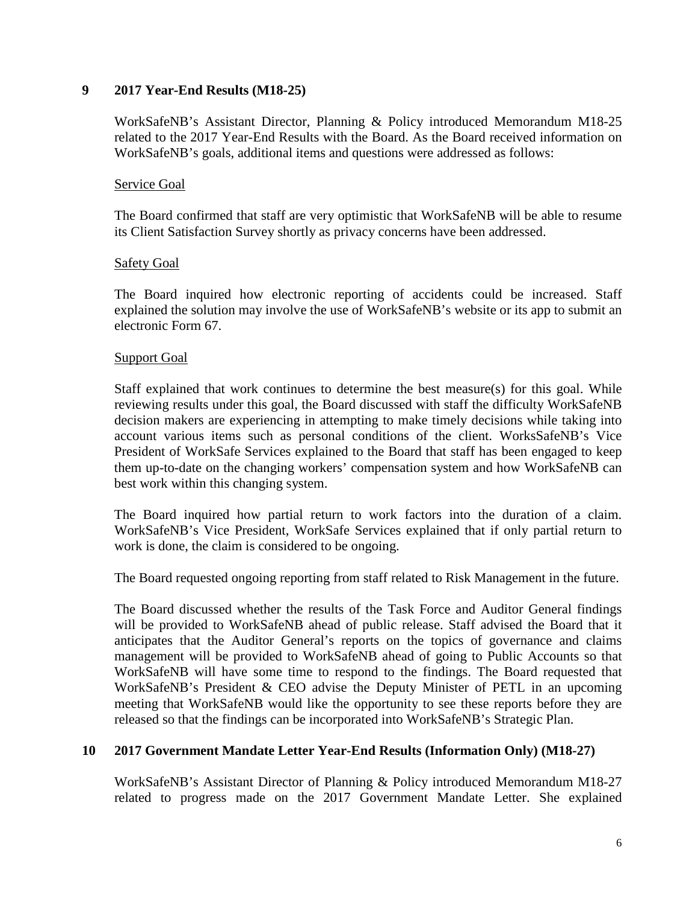## 9 2017 Year-End Results (M18-25)

WorkSafeNB's Assistant Director, Planning & Policy introduced Memorandum M18-25 related to the 2017 Year-End Results with the Board. As the Board received information on WorkSafeNB's goals, additional items and questions were addressed as follows:

<u>Service Goal</u>

The Board confirmed that staff are very optimistic that WorkSafeNB will be able to resume its Client Satisfaction Survey shortly as privacy concerns have been addressed.

<u>Safety Goal</u>

The Board inquired how electronic reporting of accidents could be increased. Staff explained the solution may involve the use of WorkSafeNB's website or its app to submit an electronic Form 67.

<u>Support Goal</u>

Staff explained that work continues to determine the best measure(s) for this goal. While reviewing results under this goal, the Board discussed with staff the difficulty WorkSafeNB decision makers are experiencing in attempting to make timely decisions while taking into account various items such as personal conditions of the client. WorksSafeNB's Vice President of WorkSafe Services explained to the Board that staff has been engaged to keep them up-to-date on the changing workers' compensation system and how WorkSafeNB can best work within this changing system.

The Board inquired how partial return to work factors into the duration of a claim. WorkSafeNB's Vice President, WorkSafe Services explained that if only partial return to work is done, the claim is considered to be ongoing.

The Board requested ongoing reporting from staff related to Risk Management in the future.

The Board discussed whether the results of the Task Force and Auditor General findings will be provided to WorkSafeNB ahead of public release. Staff advised the Board that it anticipates that the Auditor General's reports on the topics of governance and claims management will be provided to WorkSafeNB ahead of going to Public Accounts so that WorkSafeNB will have some time to respond to the findings. The Board requested that WorkSafeNB's President & CEO advise the Deputy Minister of PETL in an upcoming meeting that WorkSafeNB would like the opportunity to see these reports before they are released so that the findings can be incorporated into WorkSafeNB's Strategic Plan.

## 10 2017 Government Mandate Letter Year-End Results (Information Only) (M18-27)

WorkSafeNB's Assistant Director of Planning & Policy introduced Memorandum M18-27 related to progress made on the 2017 Government Mandate Letter. She explained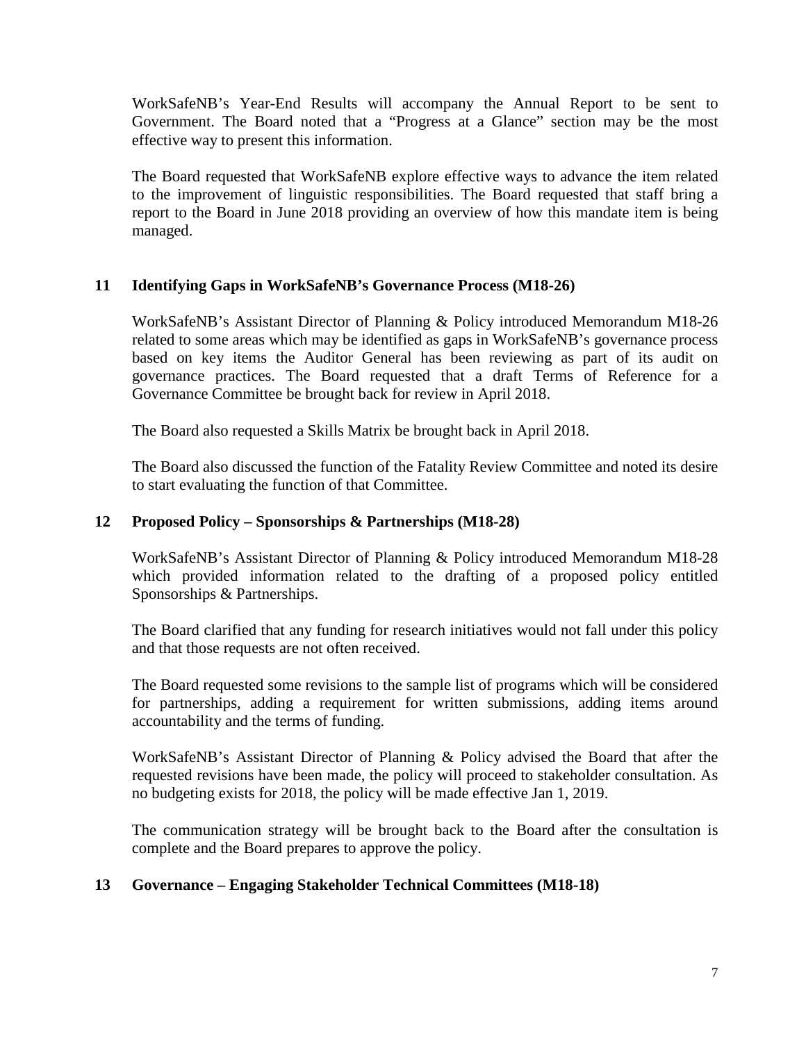WorkSafeNB's Year-End Results will accompany the Annual Report to be sent to Government. The Board noted that a "Progress at a Glance" section may be the most effective way to present this information.

The Board requested that WorkSafeNB explore effective ways to advance the item related to the improvement of linguistic responsibilities. The Board requested that staff bring a report to the Board in June 2018 providing an overview of how this mandate item is being managed.

## 11 Identifying Gaps in WorkSafeNB's Governance Process (M18-26)

WorkSafeNB's Assistant Director of Planning & Policy introduced Memorandum M18-26 related to some areas which may be identified as gaps in WorkSafeNB's governance process based on key items the Auditor General has been reviewing as part of its audit on governance practices. The Board requested that a draft Terms of Reference for a Governance Committee be brought back for review in April 2018.

The Board also requested a Skills Matrix be brought back in April 2018.

The Board also discussed the function of the Fatality Review Committee and noted its desire to start evaluating the function of that Committee.

## 12 Proposed Policy – Sponsorships & Partnerships (M18-28)

WorkSafeNB's Assistant Director of Planning & Policy introduced Memorandum M18-28 which provided information related to the drafting of a proposed policy entitled Sponsorships & Partnerships.

The Board clarified that any funding for research initiatives would not fall under this policy and that those requests are not often received.

The Board requested some revisions to the sample list of programs which will be considered for partnerships, adding a requirement for written submissions, adding items around accountability and the terms of funding.

WorkSafeNB's Assistant Director of Planning & Policy advised the Board that after the requested revisions have been made, the policy will proceed to stakeholder consultation. As no budgeting exists for 2018, the policy will be made effective Jan 1, 2019.

The communication strategy will be brought back to the Board after the consultation is complete and the Board prepares to approve the policy.

## 13 Governance – Engaging Stakeholder Technical Committees (M18-18)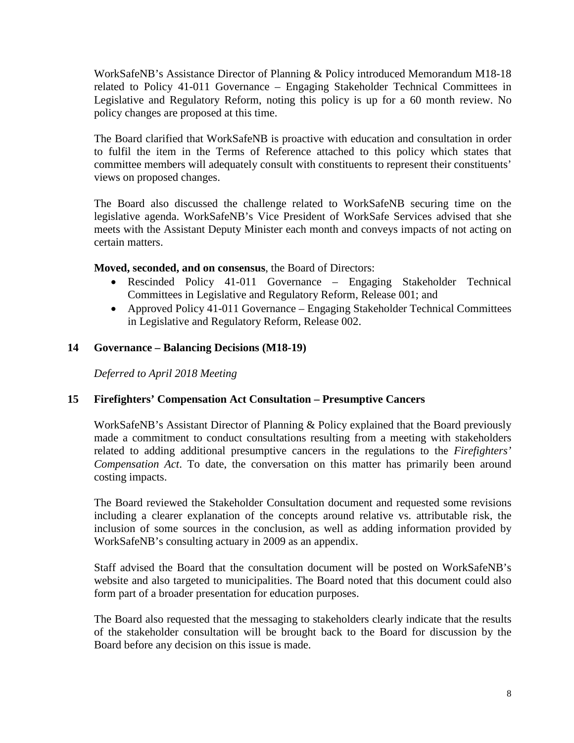WorkSafeNB's Assistance Director of Planning & Policy introduced Memorandum M18-18 related to Policy 41-011 Governance – Engaging Stakeholder Technical Committees in Legislative and Regulatory Reform, noting this policy is up for a 60 month review. No policy changes are proposed at this time.

The Board clarified that WorkSafeNB is proactive with education and consultation in order to fulfil the item in the Terms of Reference attached to this policy which states that committee members will adequately consult with constituents to represent their constituents' views on proposed changes.

The Board also discussed the challenge related to WorkSafeNB securing time on the legislative agenda. WorkSafeNB's Vice President of WorkSafe Services advised that she meets with the Assistant Deputy Minister each month and conveys impacts of not acting on certain matters.

**Moved, seconded, and on consensus**, the Board of Directors:

- Rescinded Policy 41-011 Governance – Engaging Stakeholder Technical Committees in Legislative and Regulatory Reform, Release 001; and
- Approved Policy 41-011 Governance – Engaging Stakeholder Technical Committees in Legislative and Regulatory Reform, Release 002.

## 14 Governance – Balancing Decisions (M18-19)

*Deferred to April 2018 Meeting*

## 15 Firefighters' Compensation Act Consultation – Presumptive Cancers

WorkSafeNB's Assistant Director of Planning & Policy explained that the Board previously made a commitment to conduct consultations resulting from a meeting with stakeholders related to adding additional presumptive cancers in the regulations to the *Firefighters' Compensation Act*. To date, the conversation on this matter has primarily been around costing impacts.

The Board reviewed the Stakeholder Consultation document and requested some revisions including a clearer explanation of the concepts around relative vs. attributable risk, the inclusion of some sources in the conclusion, as well as adding information provided by WorkSafeNB's consulting actuary in 2009 as an appendix.

Staff advised the Board that the consultation document will be posted on WorkSafeNB's website and also targeted to municipalities. The Board noted that this document could also form part of a broader presentation for education purposes.

The Board also requested that the messaging to stakeholders clearly indicate that the results of the stakeholder consultation will be brought back to the Board for discussion by the Board before any decision on this issue is made.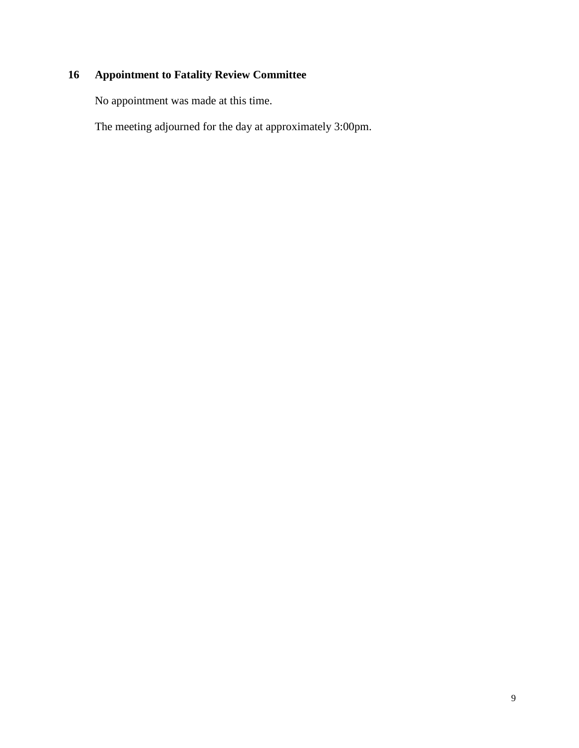## 16 Appointment to Fatality Review Committee

No appointment was made at this time.

The meeting adjourned for the day at approximately 3:00pm.